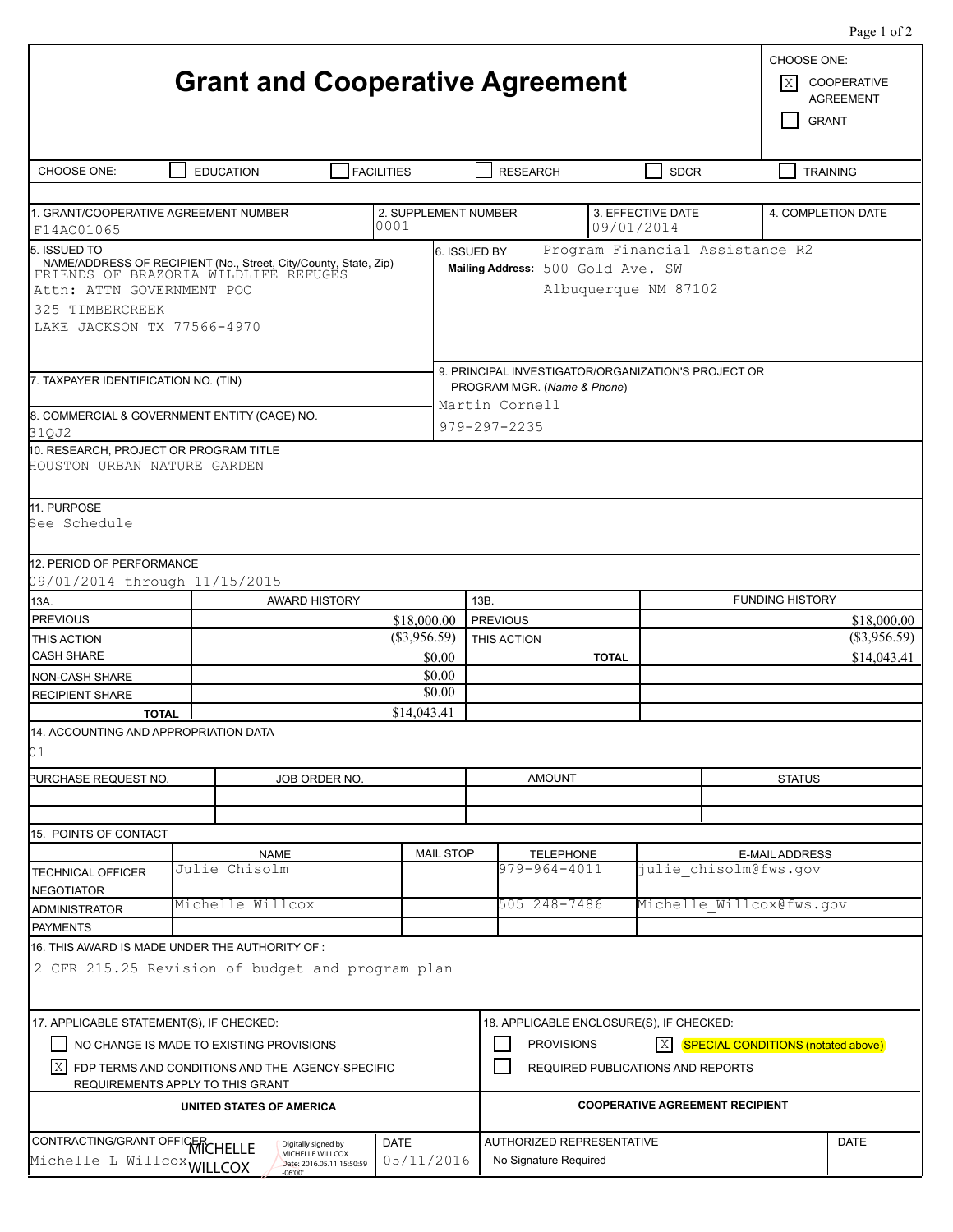# Grant and Cooperative Agreement

CHOOSE ONE:

- [X] COOPERATIVE AGREEMENT
- [ ] GRANT

CHOOSE ONE: [ ] EDUCATION [ ] FACILITIES [ ] RESEARCH [ ] SDCR [ ] TRAINING

| 1. GRANT/COOPERATIVE AGREEMENT NUMBER | 2. SUPPLEMENT NUMBER | 3. EFFECTIVE DATE | 4. COMPLETION DATE |
|---|---|---|---|
| F14AC01065 | 0001 | 09/01/2014 | |

**5. ISSUED TO**
NAME/ADDRESS OF RECIPIENT (No., Street, City/County, State, Zip)
FRIENDS OF BRAZORIA WILDLIFE REFUGES
Attn: ATTN GOVERNMENT POC
325 TIMBERCREEK
LAKE JACKSON TX 77566-4970

**6. ISSUED BY** Program Financial Assistance R2
**Mailing Address:** 500 Gold Ave. SW
Albuquerque NM 87102

**7. TAXPAYER IDENTIFICATION NO. (TIN)**

**8. COMMERCIAL & GOVERNMENT ENTITY (CAGE) NO.**
31QJ2

**9. PRINCIPAL INVESTIGATOR/ORGANIZATION'S PROJECT OR PROGRAM MGR.** (*Name & Phone*)
Martin Cornell
979-297-2235

**10. RESEARCH, PROJECT OR PROGRAM TITLE**
HOUSTON URBAN NATURE GARDEN

**11. PURPOSE**
See Schedule

**12. PERIOD OF PERFORMANCE**
09/01/2014 through 11/15/2015

| 13A. | AWARD HISTORY | 13B. | FUNDING HISTORY |
|---|---|---|---|
| PREVIOUS | $18,000.00 | PREVIOUS | $18,000.00 |
| THIS ACTION | ($3,956.59) | THIS ACTION | ($3,956.59) |
| CASH SHARE | $0.00 | TOTAL | $14,043.41 |
| NON-CASH SHARE | $0.00 | | |
| RECIPIENT SHARE | $0.00 | | |
| TOTAL | $14,043.41 | | |

**14. ACCOUNTING AND APPROPRIATION DATA**
01

| PURCHASE REQUEST NO. | JOB ORDER NO. | AMOUNT | STATUS |
|---|---|---|---|
| | | | |
| | | | |

**15. POINTS OF CONTACT**

| | NAME | MAIL STOP | TELEPHONE | E-MAIL ADDRESS |
|---|---|---|---|---|
| TECHNICAL OFFICER | Julie Chisolm | | 979-964-4011 | julie_chisolm@fws.gov |
| NEGOTIATOR | | | | |
| ADMINISTRATOR | Michelle Willcox | | 505 248-7486 | Michelle_Willcox@fws.gov |
| PAYMENTS | | | | |

**16. THIS AWARD IS MADE UNDER THE AUTHORITY OF :**
2 CFR 215.25 Revision of budget and program plan

**17. APPLICABLE STATEMENT(S), IF CHECKED:**

- [ ] NO CHANGE IS MADE TO EXISTING PROVISIONS
- [X] FDP TERMS AND CONDITIONS AND THE AGENCY-SPECIFIC REQUIREMENTS APPLY TO THIS GRANT

**18. APPLICABLE ENCLOSURE(S), IF CHECKED:**

- [ ] PROVISIONS
- [X] SPECIAL CONDITIONS (notated above)
- [ ] REQUIRED PUBLICATIONS AND REPORTS

| UNITED STATES OF AMERICA | | COOPERATIVE AGREEMENT RECIPIENT | |
|---|---|---|---|
| CONTRACTING/GRANT OFFICER | DATE | AUTHORIZED REPRESENTATIVE | DATE |
| Michelle L Willcox — MICHELLE WILLCOX (Digitally signed by MICHELLE WILLCOX Date: 2016.05.11 15:50:59 -06'00') | 05/11/2016 | No Signature Required | |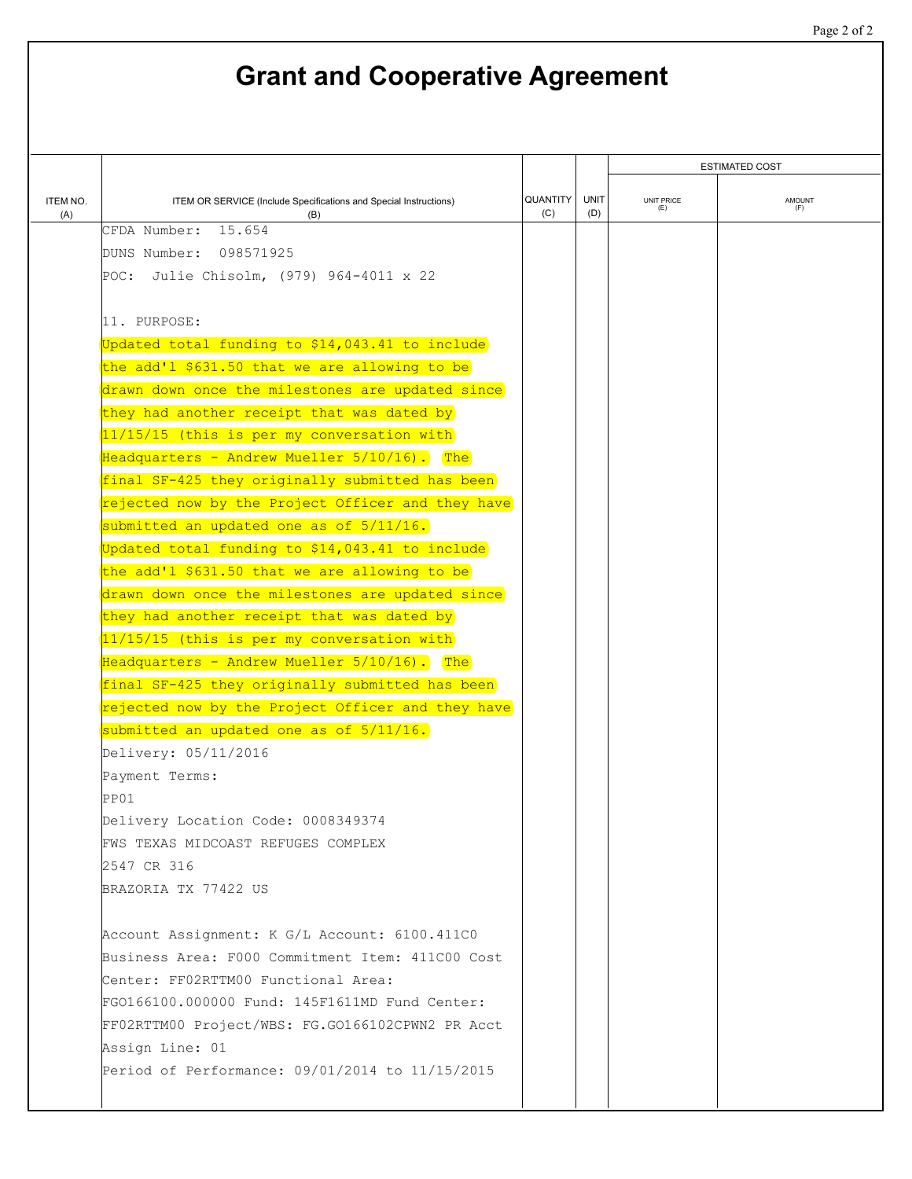# Grant and Cooperative Agreement

| ITEM NO. (A) | ITEM OR SERVICE (Include Specifications and Special Instructions) (B) | QUANTITY (C) | UNIT (D) | ESTIMATED COST UNIT PRICE (E) | ESTIMATED COST AMOUNT (F) |
|---|---|---|---|---|---|
| | CFDA Number: 15.654<br>DUNS Number: 098571925<br>POC: Julie Chisolm, (979) 964-4011 x 22<br><br>11. PURPOSE:<br>Updated total funding to $14,043.41 to include the add'l $631.50 that we are allowing to be drawn down once the milestones are updated since they had another receipt that was dated by 11/15/15 (this is per my conversation with Headquarters - Andrew Mueller 5/10/16). The final SF-425 they originally submitted has been rejected now by the Project Officer and they have submitted an updated one as of 5/11/16.<br>Updated total funding to $14,043.41 to include the add'l $631.50 that we are allowing to be drawn down once the milestones are updated since they had another receipt that was dated by 11/15/15 (this is per my conversation with Headquarters - Andrew Mueller 5/10/16). The final SF-425 they originally submitted has been rejected now by the Project Officer and they have submitted an updated one as of 5/11/16.<br>Delivery: 05/11/2016<br>Payment Terms:<br>PP01<br>Delivery Location Code: 0008349374<br>FWS TEXAS MIDCOAST REFUGES COMPLEX<br>2547 CR 316<br>BRAZORIA TX 77422 US<br><br>Account Assignment: K G/L Account: 6100.411C0 Business Area: F000 Commitment Item: 411C00 Cost Center: FF02RTTM00 Functional Area: FGO166100.000000 Fund: 145F1611MD Fund Center: FF02RTTM00 Project/WBS: FG.GO166102CPWN2 PR Acct Assign Line: 01<br>Period of Performance: 09/01/2014 to 11/15/2015 | | | | |